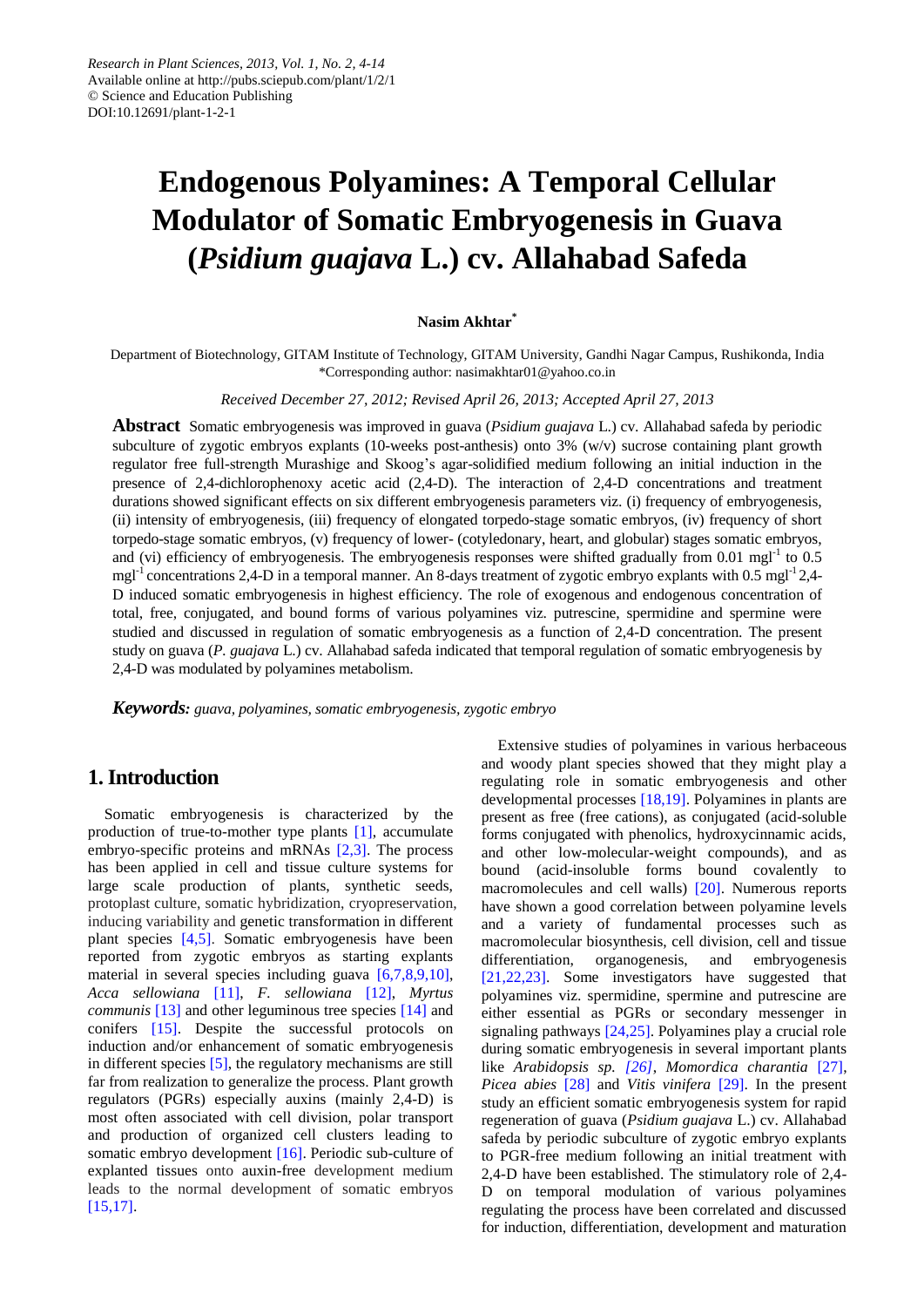# Endogenous Polyamines: A Temporal Cellular Modulator of Somatic Embryogenesis in Guava (*Psidium guajava* L.) cv. Allahabad Safeda

**Nasim Akhtar***

Department of Biotechnology, GITAM Institute of Technology, GITAM University, Gandhi Nagar Campus, Rushikonda, India
*Corresponding author: nasimakhtar01@yahoo.co.in

*Received December 27, 2012; Revised April 26, 2013; Accepted April 27, 2013*

**Abstract** Somatic embryogenesis was improved in guava (*Psidium guajava* L.) cv. Allahabad safeda by periodic subculture of zygotic embryos explants (10-weeks post-anthesis) onto 3% (w/v) sucrose containing plant growth regulator free full-strength Murashige and Skoog's agar-solidified medium following an initial induction in the presence of 2,4-dichlorophenoxy acetic acid (2,4-D). The interaction of 2,4-D concentrations and treatment durations showed significant effects on six different embryogenesis parameters viz. (i) frequency of embryogenesis, (ii) intensity of embryogenesis, (iii) frequency of elongated torpedo-stage somatic embryos, (iv) frequency of short torpedo-stage somatic embryos, (v) frequency of lower- (cotyledonary, heart, and globular) stages somatic embryos, and (vi) efficiency of embryogenesis. The embryogenesis responses were shifted gradually from 0.01 $mgl^{-1}$ to 0.5 $mgl^{-1}$ concentrations 2,4-D in a temporal manner. An 8-days treatment of zygotic embryo explants with 0.5 $mgl^{-1}$ 2,4-D induced somatic embryogenesis in highest efficiency. The role of exogenous and endogenous concentration of total, free, conjugated, and bound forms of various polyamines viz. putrescine, spermidine and spermine were studied and discussed in regulation of somatic embryogenesis as a function of 2,4-D concentration. The present study on guava (*P. guajava* L.) cv. Allahabad safeda indicated that temporal regulation of somatic embryogenesis by 2,4-D was modulated by polyamines metabolism.

***Keywords:*** *guava, polyamines, somatic embryogenesis, zygotic embryo*

## 1. Introduction

Somatic embryogenesis is characterized by the production of true-to-mother type plants [1], accumulate embryo-specific proteins and mRNAs [2,3]. The process has been applied in cell and tissue culture systems for large scale production of plants, synthetic seeds, protoplast culture, somatic hybridization, cryopreservation, inducing variability and genetic transformation in different plant species [4,5]. Somatic embryogenesis have been reported from zygotic embryos as starting explants material in several species including guava [6,7,8,9,10], *Acca sellowiana* [11], *F. sellowiana* [12], *Myrtus communis* [13] and other leguminous tree species [14] and conifers [15]. Despite the successful protocols on induction and/or enhancement of somatic embryogenesis in different species [5], the regulatory mechanisms are still far from realization to generalize the process. Plant growth regulators (PGRs) especially auxins (mainly 2,4-D) is most often associated with cell division, polar transport and production of organized cell clusters leading to somatic embryo development [16]. Periodic sub-culture of explanted tissues onto auxin-free development medium leads to the normal development of somatic embryos [15,17].

Extensive studies of polyamines in various herbaceous and woody plant species showed that they might play a regulating role in somatic embryogenesis and other developmental processes [18,19]. Polyamines in plants are present as free (free cations), as conjugated (acid-soluble forms conjugated with phenolics, hydroxycinnamic acids, and other low-molecular-weight compounds), and as bound (acid-insoluble forms bound covalently to macromolecules and cell walls) [20]. Numerous reports have shown a good correlation between polyamine levels and a variety of fundamental processes such as macromolecular biosynthesis, cell division, cell and tissue differentiation, organogenesis, and embryogenesis [21,22,23]. Some investigators have suggested that polyamines viz. spermidine, spermine and putrescine are either essential as PGRs or secondary messenger in signaling pathways [24,25]. Polyamines play a crucial role during somatic embryogenesis in several important plants like *Arabidopsis sp. [26]*, *Momordica charantia* [27], *Picea abies* [28] and *Vitis vinifera* [29]. In the present study an efficient somatic embryogenesis system for rapid regeneration of guava (*Psidium guajava* L.) cv. Allahabad safeda by periodic subculture of zygotic embryo explants to PGR-free medium following an initial treatment with 2,4-D have been established. The stimulatory role of 2,4-D on temporal modulation of various polyamines regulating the process have been correlated and discussed for induction, differentiation, development and maturation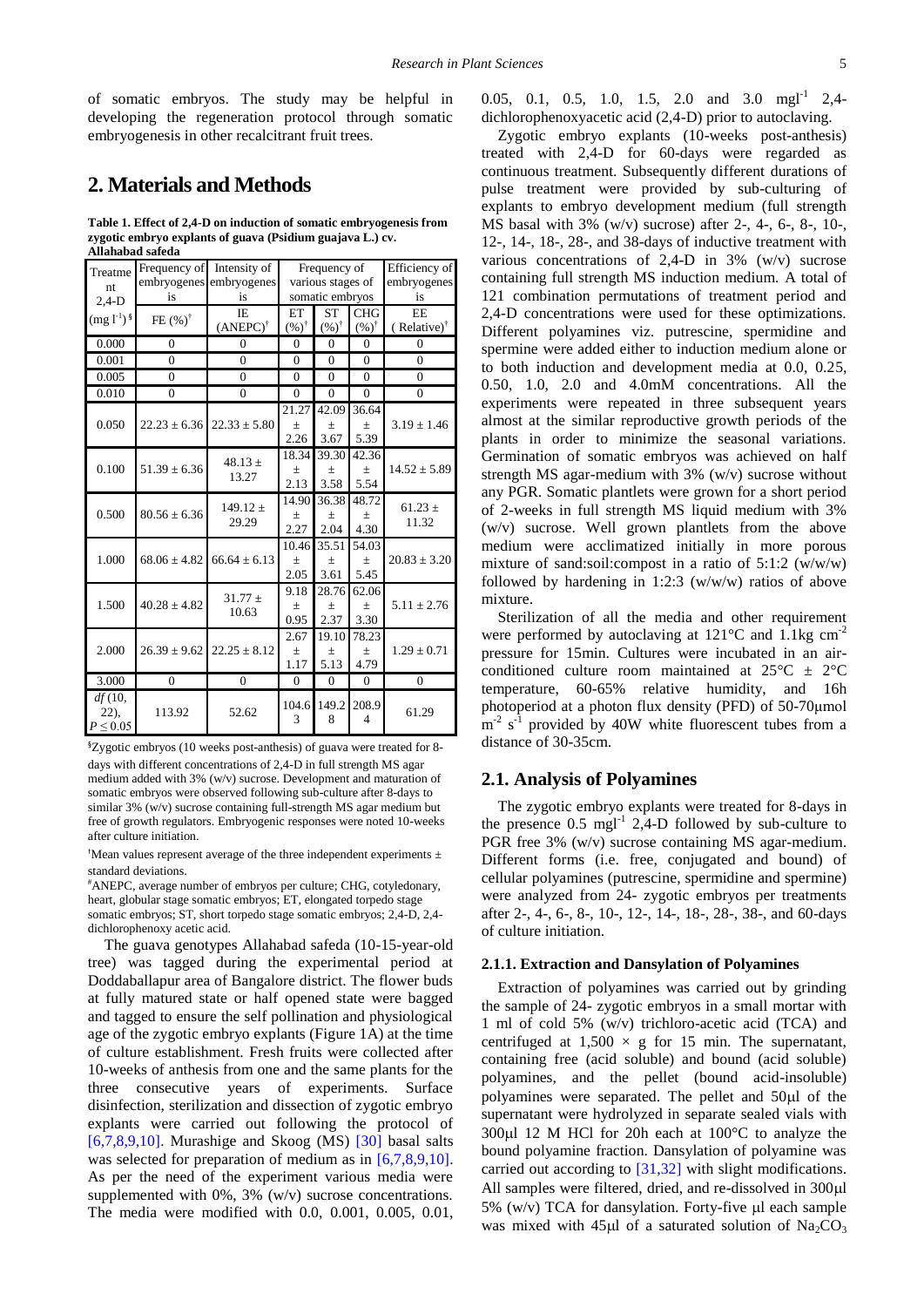of somatic embryos. The study may be helpful in developing the regeneration protocol through somatic embryogenesis in other recalcitrant fruit trees.

## 2. Materials and Methods

**Table 1. Effect of 2,4-D on induction of somatic embryogenesis from zygotic embryo explants of guava (*Psidium guajava* L.) cv. Allahabad safeda**

| Treatment 2,4-D | Frequency of embryogenesis | Intensity of embryogenesis | Frequency of various stages of somatic embryos | | | Efficiency of embryogenesis |
|---|---|---|---|---|---|---|
| (mg l$^{-1}$)§ | FE (%)† | IE (ANEPC)† | ET (%)† | ST (%)† | CHG (%)† | EE (Relative)† |
| 0.000 | 0 | 0 | 0 | 0 | 0 | 0 |
| 0.001 | 0 | 0 | 0 | 0 | 0 | 0 |
| 0.005 | 0 | 0 | 0 | 0 | 0 | 0 |
| 0.010 | 0 | 0 | 0 | 0 | 0 | 0 |
| 0.050 | 22.23 ± 6.36 | 22.33 ± 5.80 | 21.27 ± 2.26 | 42.09 ± 3.67 | 36.64 ± 5.39 | 3.19 ± 1.46 |
| 0.100 | 51.39 ± 6.36 | 48.13 ± 13.27 | 18.34 ± 2.13 | 39.30 ± 3.58 | 42.36 ± 5.54 | 14.52 ± 5.89 |
| 0.500 | 80.56 ± 6.36 | 149.12 ± 29.29 | 14.90 ± 2.27 | 36.38 ± 2.04 | 48.72 ± 4.30 | 61.23 ± 11.32 |
| 1.000 | 68.06 ± 4.82 | 66.64 ± 6.13 | 10.46 ± 2.05 | 35.51 ± 3.61 | 54.03 ± 5.45 | 20.83 ± 3.20 |
| 1.500 | 40.28 ± 4.82 | 31.77 ± 10.63 | 9.18 ± 0.95 | 28.76 ± 2.37 | 62.06 ± 3.30 | 5.11 ± 2.76 |
| 2.000 | 26.39 ± 9.62 | 22.25 ± 8.12 | 2.67 ± 1.17 | 19.10 ± 5.13 | 78.23 ± 4.79 | 1.29 ± 0.71 |
| 3.000 | 0 | 0 | 0 | 0 | 0 | 0 |
| *df* (10, 22), $P \leq 0.05$ | 113.92 | 52.62 | 104.63 | 149.28 | 208.94 | 61.29 |

§Zygotic embryos (10 weeks post-anthesis) of guava were treated for 8-days with different concentrations of 2,4-D in full strength MS agar medium added with 3% (w/v) sucrose. Development and maturation of somatic embryos were observed following sub-culture after 8-days to similar 3% (w/v) sucrose containing full-strength MS agar medium but free of growth regulators. Embryogenic responses were noted 10-weeks after culture initiation.

†Mean values represent average of the three independent experiments ± standard deviations.

#ANEPC, average number of embryos per culture; CHG, cotyledonary, heart, globular stage somatic embryos; ET, elongated torpedo stage somatic embryos; ST, short torpedo stage somatic embryos; 2,4-D, 2,4-dichlorophenoxy acetic acid.

The guava genotypes Allahabad safeda (10-15-year-old tree) was tagged during the experimental period at Doddaballapur area of Bangalore district. The flower buds at fully matured state or half opened state were bagged and tagged to ensure the self pollination and physiological age of the zygotic embryo explants (Figure 1A) at the time of culture establishment. Fresh fruits were collected after 10-weeks of anthesis from one and the same plants for the three consecutive years of experiments. Surface disinfection, sterilization and dissection of zygotic embryo explants were carried out following the protocol of [6,7,8,9,10]. Murashige and Skoog (MS) [30] basal salts was selected for preparation of medium as in [6,7,8,9,10]. As per the need of the experiment various media were supplemented with 0%, 3% (w/v) sucrose concentrations. The media were modified with 0.0, 0.001, 0.005, 0.01, 0.05, 0.1, 0.5, 1.0, 1.5, 2.0 and 3.0 mgl$^{-1}$ 2,4-dichlorophenoxyacetic acid (2,4-D) prior to autoclaving.

Zygotic embryo explants (10-weeks post-anthesis) treated with 2,4-D for 60-days were regarded as continuous treatment. Subsequently different durations of pulse treatment were provided by sub-culturing of explants to embryo development medium (full strength MS basal with 3% (w/v) sucrose) after 2-, 4-, 6-, 8-, 10-, 12-, 14-, 18-, 28-, and 38-days of inductive treatment with various concentrations of 2,4-D in 3% (w/v) sucrose containing full strength MS induction medium. A total of 121 combination permutations of treatment period and 2,4-D concentrations were used for these optimizations. Different polyamines viz. putrescine, spermidine and spermine were added either to induction medium alone or to both induction and development media at 0.0, 0.25, 0.50, 1.0, 2.0 and 4.0mM concentrations. All the experiments were repeated in three subsequent years almost at the similar reproductive growth periods of the plants in order to minimize the seasonal variations. Germination of somatic embryos was achieved on half strength MS agar-medium with 3% (w/v) sucrose without any PGR. Somatic plantlets were grown for a short period of 2-weeks in full strength MS liquid medium with 3% (w/v) sucrose. Well grown plantlets from the above medium were acclimatized initially in more porous mixture of sand:soil:compost in a ratio of 5:1:2 (w/w/w) followed by hardening in 1:2:3 (w/w/w) ratios of above mixture.

Sterilization of all the media and other requirement were performed by autoclaving at 121°C and 1.1kg cm$^{-2}$ pressure for 15min. Cultures were incubated in an air-conditioned culture room maintained at 25°C ± 2°C temperature, 60-65% relative humidity, and 16h photoperiod at a photon flux density (PFD) of 50-70μmol m$^{-2}$ s$^{-1}$ provided by 40W white fluorescent tubes from a distance of 30-35cm.

### 2.1. Analysis of Polyamines

The zygotic embryo explants were treated for 8-days in the presence 0.5 mgl$^{-1}$ 2,4-D followed by sub-culture to PGR free 3% (w/v) sucrose containing MS agar-medium. Different forms (i.e. free, conjugated and bound) of cellular polyamines (putrescine, spermidine and spermine) were analyzed from 24- zygotic embryos per treatments after 2-, 4-, 6-, 8-, 10-, 12-, 14-, 18-, 28-, 38-, and 60-days of culture initiation.

#### 2.1.1. Extraction and Dansylation of Polyamines

Extraction of polyamines was carried out by grinding the sample of 24- zygotic embryos in a small mortar with 1 ml of cold 5% (w/v) trichloro-acetic acid (TCA) and centrifuged at 1,500 × g for 15 min. The supernatant, containing free (acid soluble) and bound (acid soluble) polyamines, and the pellet (bound acid-insoluble) polyamines were separated. The pellet and 50μl of the supernatant were hydrolyzed in separate sealed vials with 300μl 12 M HCl for 20h each at 100°C to analyze the bound polyamine fraction. Dansylation of polyamine was carried out according to [31,32] with slight modifications. All samples were filtered, dried, and re-dissolved in 300μl 5% (w/v) TCA for dansylation. Forty-five μl each sample was mixed with 45μl of a saturated solution of $Na_2CO_3$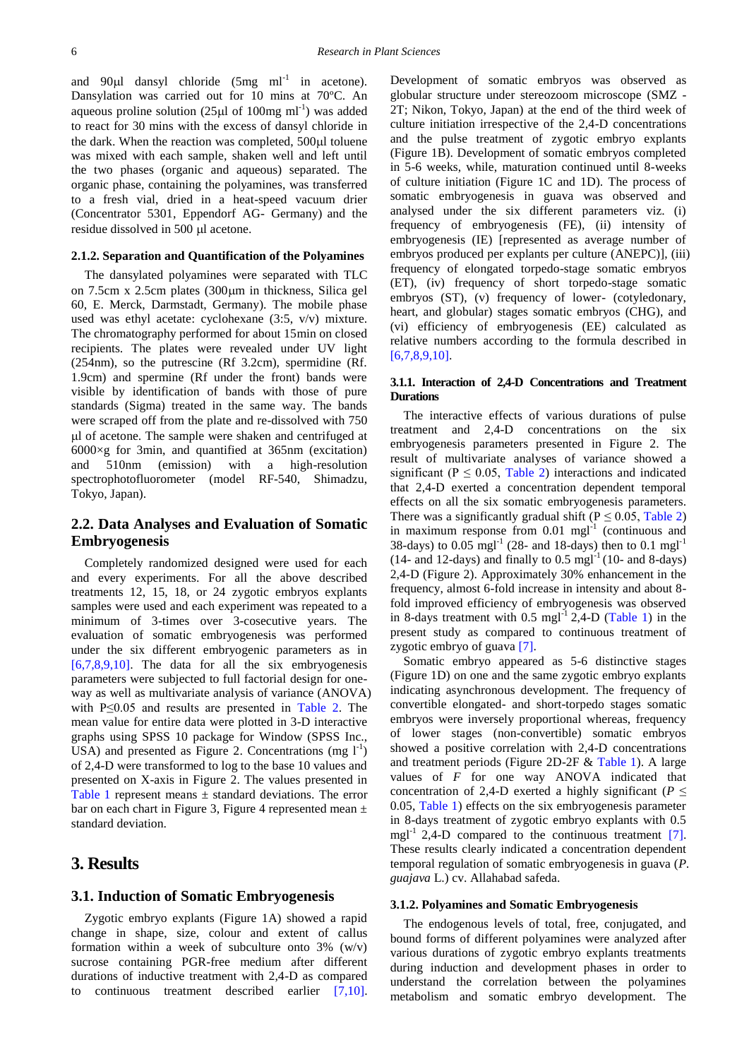and 90μl dansyl chloride (5mg $ml^{-1}$ in acetone). Dansylation was carried out for 10 mins at 70ºC. An aqueous proline solution (25μl of 100mg $ml^{-1}$) was added to react for 30 mins with the excess of dansyl chloride in the dark. When the reaction was completed, 500μl toluene was mixed with each sample, shaken well and left until the two phases (organic and aqueous) separated. The organic phase, containing the polyamines, was transferred to a fresh vial, dried in a heat-speed vacuum drier (Concentrator 5301, Eppendorf AG- Germany) and the residue dissolved in 500 μl acetone.

#### 2.1.2. Separation and Quantification of the Polyamines

The dansylated polyamines were separated with TLC on 7.5cm x 2.5cm plates (300μm in thickness, Silica gel 60, E. Merck, Darmstadt, Germany). The mobile phase used was ethyl acetate: cyclohexane (3:5, v/v) mixture. The chromatography performed for about 15min on closed recipients. The plates were revealed under UV light (254nm), so the putrescine (Rf 3.2cm), spermidine (Rf. 1.9cm) and spermine (Rf under the front) bands were visible by identification of bands with those of pure standards (Sigma) treated in the same way. The bands were scraped off from the plate and re-dissolved with 750 μl of acetone. The sample were shaken and centrifuged at 6000×g for 3min, and quantified at 365nm (excitation) and 510nm (emission) with a high-resolution spectrophotofluorometer (model RF-540, Shimadzu, Tokyo, Japan).

### 2.2. Data Analyses and Evaluation of Somatic Embryogenesis

Completely randomized designed were used for each and every experiments. For all the above described treatments 12, 15, 18, or 24 zygotic embryos explants samples were used and each experiment was repeated to a minimum of 3-times over 3-cosecutive years. The evaluation of somatic embryogenesis was performed under the six different embryogenic parameters as in [6,7,8,9,10]. The data for all the six embryogenesis parameters were subjected to full factorial design for one-way as well as multivariate analysis of variance (ANOVA) with P≤0.05 and results are presented in Table 2. The mean value for entire data were plotted in 3-D interactive graphs using SPSS 10 package for Window (SPSS Inc., USA) and presented as Figure 2. Concentrations (mg $l^{-1}$) of 2,4-D were transformed to log to the base 10 values and presented on X-axis in Figure 2. The values presented in Table 1 represent means ± standard deviations. The error bar on each chart in Figure 3, Figure 4 represented mean ± standard deviation.

## 3. Results

### 3.1. Induction of Somatic Embryogenesis

Zygotic embryo explants (Figure 1A) showed a rapid change in shape, size, colour and extent of callus formation within a week of subculture onto 3% (w/v) sucrose containing PGR-free medium after different durations of inductive treatment with 2,4-D as compared to continuous treatment described earlier [7,10]. Development of somatic embryos was observed as globular structure under stereozoom microscope (SMZ - 2T; Nikon, Tokyo, Japan) at the end of the third week of culture initiation irrespective of the 2,4-D concentrations and the pulse treatment of zygotic embryo explants (Figure 1B). Development of somatic embryos completed in 5-6 weeks, while, maturation continued until 8-weeks of culture initiation (Figure 1C and 1D). The process of somatic embryogenesis in guava was observed and analysed under the six different parameters viz. (i) frequency of embryogenesis (FE), (ii) intensity of embryogenesis (IE) [represented as average number of embryos produced per explants per culture (ANEPC)], (iii) frequency of elongated torpedo-stage somatic embryos (ET), (iv) frequency of short torpedo-stage somatic embryos (ST), (v) frequency of lower- (cotyledonary, heart, and globular) stages somatic embryos (CHG), and (vi) efficiency of embryogenesis (EE) calculated as relative numbers according to the formula described in [6,7,8,9,10].

#### 3.1.1. Interaction of 2,4-D Concentrations and Treatment Durations

The interactive effects of various durations of pulse treatment and 2,4-D concentrations on the six embryogenesis parameters presented in Figure 2. The result of multivariate analyses of variance showed a significant ($P \leq 0.05$, Table 2) interactions and indicated that 2,4-D exerted a concentration dependent temporal effects on all the six somatic embryogenesis parameters. There was a significantly gradual shift ($P \leq 0.05$, Table 2) in maximum response from 0.01 $mgl^{-1}$ (continuous and 38-days) to 0.05 $mgl^{-1}$ (28- and 18-days) then to 0.1 $mgl^{-1}$ (14- and 12-days) and finally to 0.5 $mgl^{-1}$ (10- and 8-days) 2,4-D (Figure 2). Approximately 30% enhancement in the frequency, almost 6-fold increase in intensity and about 8-fold improved efficiency of embryogenesis was observed in 8-days treatment with 0.5 $mgl^{-1}$ 2,4-D (Table 1) in the present study as compared to continuous treatment of zygotic embryo of guava [7].

Somatic embryo appeared as 5-6 distinctive stages (Figure 1D) on one and the same zygotic embryo explants indicating asynchronous development. The frequency of convertible elongated- and short-torpedo stages somatic embryos were inversely proportional whereas, frequency of lower stages (non-convertible) somatic embryos showed a positive correlation with 2,4-D concentrations and treatment periods (Figure 2D-2F & Table 1). A large values of *F* for one way ANOVA indicated that concentration of 2,4-D exerted a highly significant ($P \leq 0.05$, Table 1) effects on the six embryogenesis parameter in 8-days treatment of zygotic embryo explants with 0.5 $mgl^{-1}$ 2,4-D compared to the continuous treatment [7]. These results clearly indicated a concentration dependent temporal regulation of somatic embryogenesis in guava (*P. guajava* L.) cv. Allahabad safeda.

#### 3.1.2. Polyamines and Somatic Embryogenesis

The endogenous levels of total, free, conjugated, and bound forms of different polyamines were analyzed after various durations of zygotic embryo explants treatments during induction and development phases in order to understand the correlation between the polyamines metabolism and somatic embryo development. The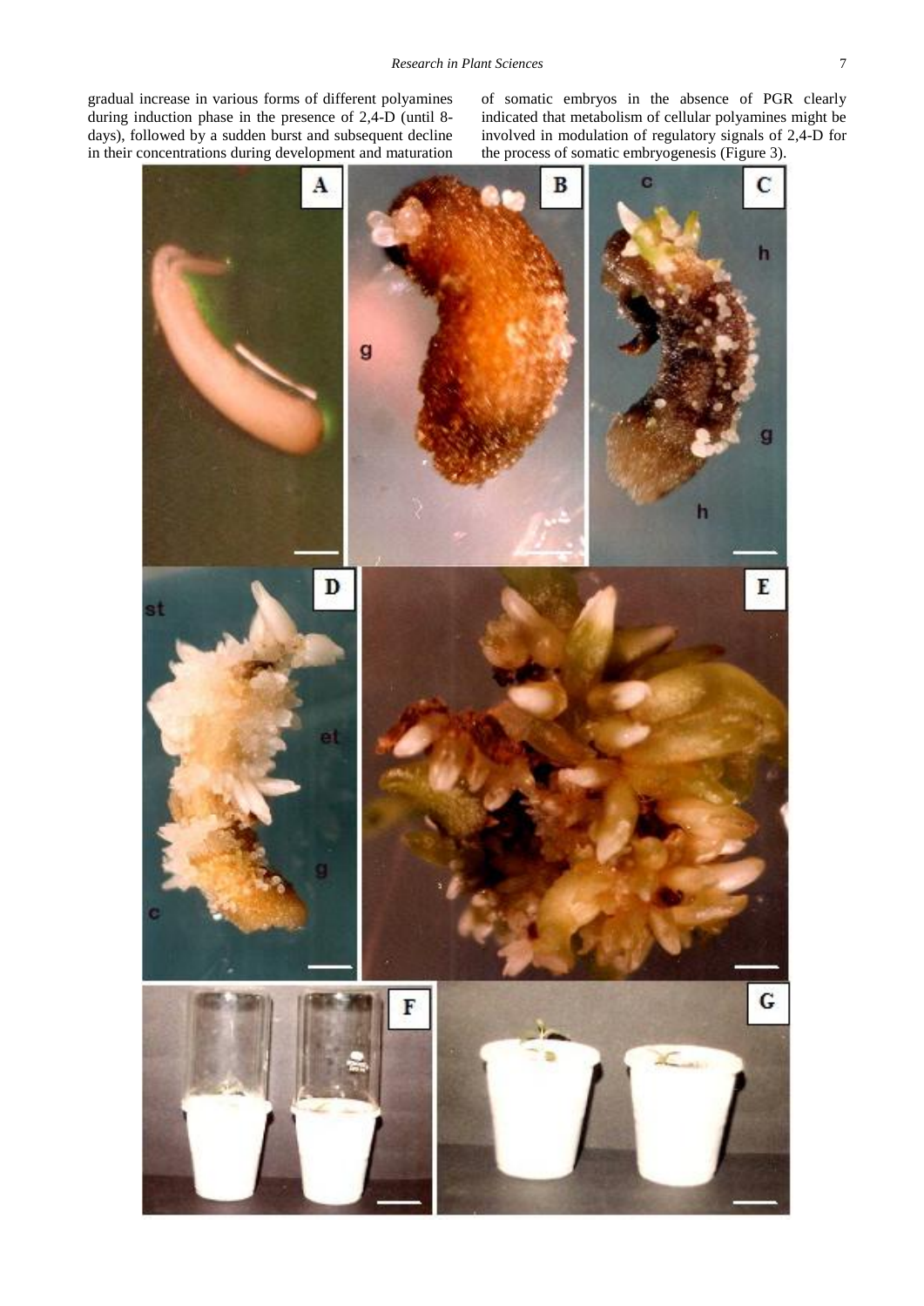gradual increase in various forms of different polyamines during induction phase in the presence of 2,4-D (until 8-days), followed by a sudden burst and subsequent decline in their concentrations during development and maturation of somatic embryos in the absence of PGR clearly indicated that metabolism of cellular polyamines might be involved in modulation of regulatory signals of 2,4-D for the process of somatic embryogenesis (Figure 3).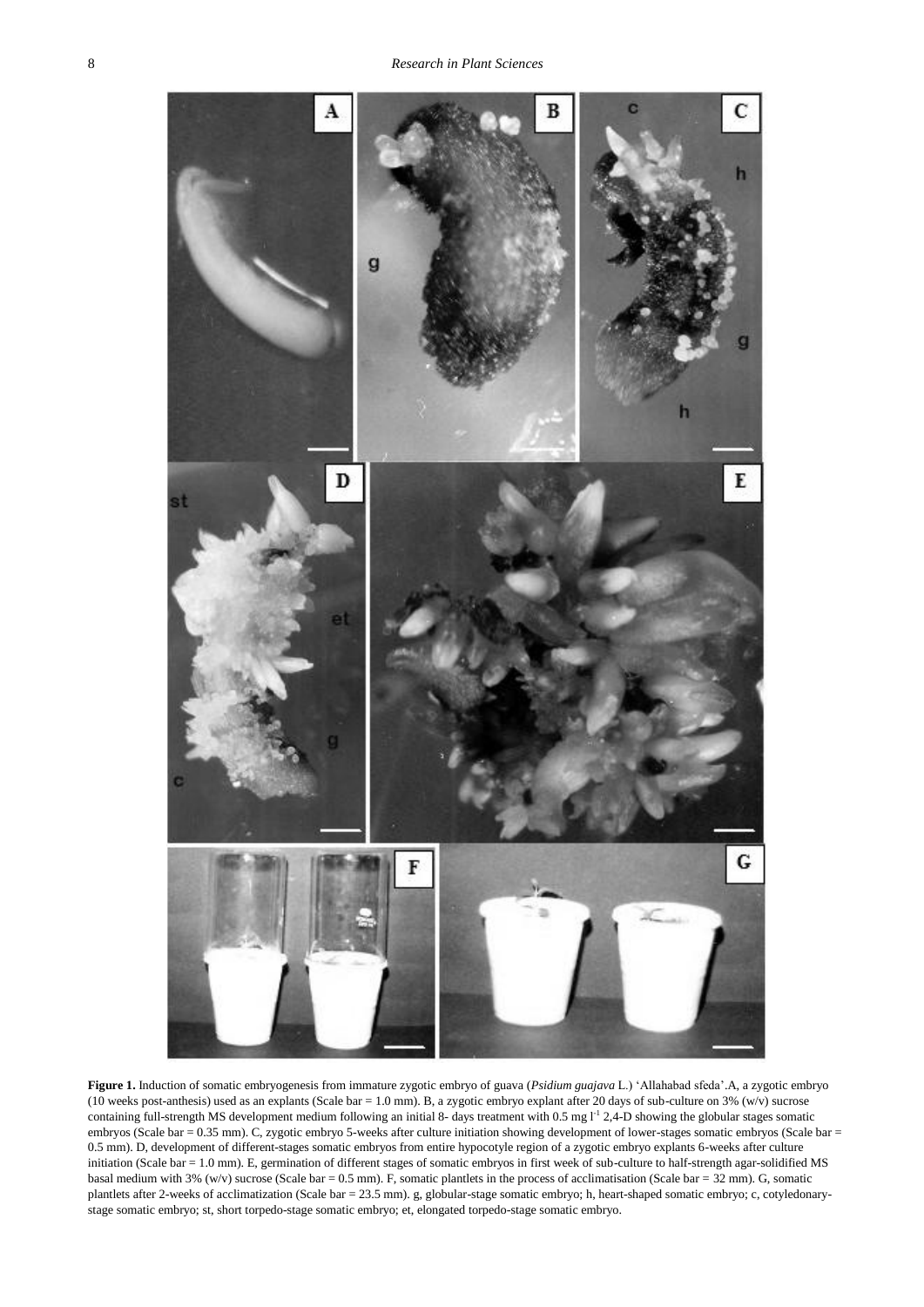**Figure 1.** Induction of somatic embryogenesis from immature zygotic embryo of guava (*Psidium guajava* L.) 'Allahabad sfeda'.A, a zygotic embryo (10 weeks post-anthesis) used as an explants (Scale bar = 1.0 mm). B, a zygotic embryo explant after 20 days of sub-culture on 3% (w/v) sucrose containing full-strength MS development medium following an initial 8- days treatment with 0.5 mg $l^{-1}$ 2,4-D showing the globular stages somatic embryos (Scale bar = 0.35 mm). C, zygotic embryo 5-weeks after culture initiation showing development of lower-stages somatic embryos (Scale bar = 0.5 mm). D, development of different-stages somatic embryos from entire hypocotyle region of a zygotic embryo explants 6-weeks after culture initiation (Scale bar = 1.0 mm). E, germination of different stages of somatic embryos in first week of sub-culture to half-strength agar-solidified MS basal medium with 3% (w/v) sucrose (Scale bar = 0.5 mm). F, somatic plantlets in the process of acclimatisation (Scale bar = 32 mm). G, somatic plantlets after 2-weeks of acclimatization (Scale bar = 23.5 mm). g, globular-stage somatic embryo; h, heart-shaped somatic embryo; c, cotyledonary-stage somatic embryo; st, short torpedo-stage somatic embryo; et, elongated torpedo-stage somatic embryo.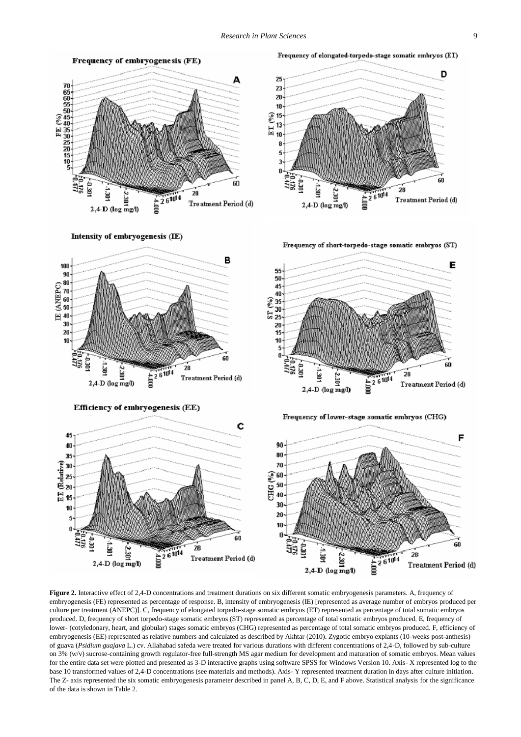**Figure 2.** Interactive effect of 2,4-D concentrations and treatment durations on six different somatic embryogenesis parameters. A, frequency of embryogenesis (FE) represented as percentage of response. B, intensity of embryogenesis (IE) [represented as average number of embryos produced per culture per treatment (ANEPC)]. C, frequency of elongated torpedo-stage somatic embryos (ET) represented as percentage of total somatic embryos produced. D, frequency of short torpedo-stage somatic embryos (ST) represented as percentage of total somatic embryos produced. E, frequency of lower- (cotyledonary, heart, and globular) stages somatic embryos (CHG) represented as percentage of total somatic embryos produced. F, efficiency of embryogenesis (EE) represented as relative numbers and calculated as described by Akhtar (2010). Zygotic embryo explants (10-weeks post-anthesis) of guava (*Psidium guajava* L.) cv. Allahabad safeda were treated for various durations with different concentrations of 2,4-D, followed by sub-culture on 3% (w/v) sucrose-containing growth regulator-free full-strength MS agar medium for development and maturation of somatic embryos. Mean values for the entire data set were plotted and presented as 3-D interactive graphs using software SPSS for Windows Version 10. Axis- X represented log to the base 10 transformed values of 2,4-D concentrations (see materials and methods). Axis- Y represented treatment duration in days after culture initiation. The Z- axis represented the six somatic embryogenesis parameter described in panel A, B, C, D, E, and F above. Statistical analysis for the significance of the data is shown in Table 2.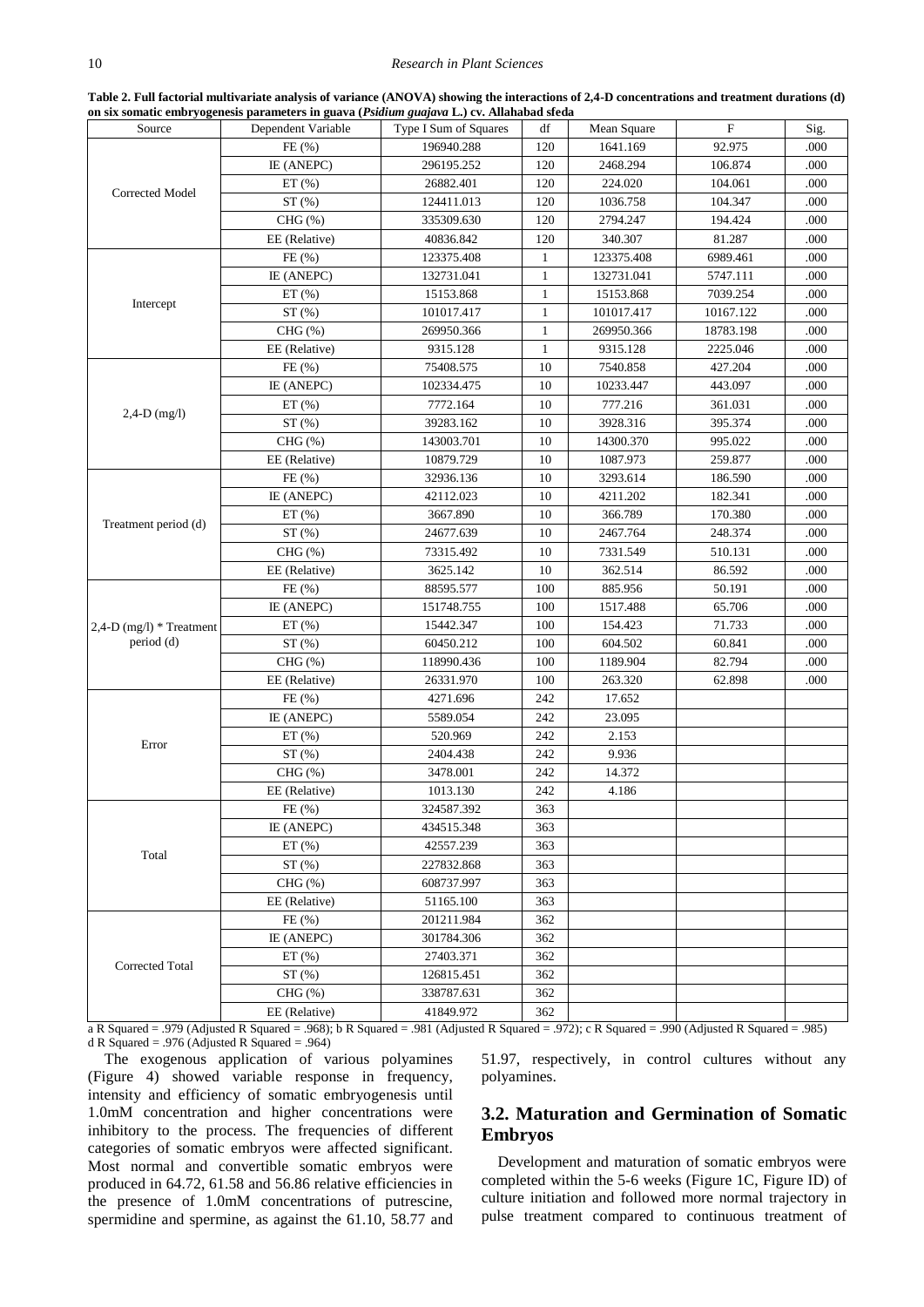**Table 2. Full factorial multivariate analysis of variance (ANOVA) showing the interactions of 2,4-D concentrations and treatment durations (d) on six somatic embryogenesis parameters in guava (*Psidium guajava* L.) cv. Allahabad sfeda**

| Source | Dependent Variable | Type I Sum of Squares | df | Mean Square | F | Sig. |
|---|---|---|---|---|---|---|
| Corrected Model | FE (%) | 196940.288 | 120 | 1641.169 | 92.975 | .000 |
| | IE (ANEPC) | 296195.252 | 120 | 2468.294 | 106.874 | .000 |
| | ET (%) | 26882.401 | 120 | 224.020 | 104.061 | .000 |
| | ST (%) | 124411.013 | 120 | 1036.758 | 104.347 | .000 |
| | CHG (%) | 335309.630 | 120 | 2794.247 | 194.424 | .000 |
| | EE (Relative) | 40836.842 | 120 | 340.307 | 81.287 | .000 |
| Intercept | FE (%) | 123375.408 | 1 | 123375.408 | 6989.461 | .000 |
| | IE (ANEPC) | 132731.041 | 1 | 132731.041 | 5747.111 | .000 |
| | ET (%) | 15153.868 | 1 | 15153.868 | 7039.254 | .000 |
| | ST (%) | 101017.417 | 1 | 101017.417 | 10167.122 | .000 |
| | CHG (%) | 269950.366 | 1 | 269950.366 | 18783.198 | .000 |
| | EE (Relative) | 9315.128 | 1 | 9315.128 | 2225.046 | .000 |
| 2,4-D (mg/l) | FE (%) | 75408.575 | 10 | 7540.858 | 427.204 | .000 |
| | IE (ANEPC) | 102334.475 | 10 | 10233.447 | 443.097 | .000 |
| | ET (%) | 7772.164 | 10 | 777.216 | 361.031 | .000 |
| | ST (%) | 39283.162 | 10 | 3928.316 | 395.374 | .000 |
| | CHG (%) | 143003.701 | 10 | 14300.370 | 995.022 | .000 |
| | EE (Relative) | 10879.729 | 10 | 1087.973 | 259.877 | .000 |
| Treatment period (d) | FE (%) | 32936.136 | 10 | 3293.614 | 186.590 | .000 |
| | IE (ANEPC) | 42112.023 | 10 | 4211.202 | 182.341 | .000 |
| | ET (%) | 3667.890 | 10 | 366.789 | 170.380 | .000 |
| | ST (%) | 24677.639 | 10 | 2467.764 | 248.374 | .000 |
| | CHG (%) | 73315.492 | 10 | 7331.549 | 510.131 | .000 |
| | EE (Relative) | 3625.142 | 10 | 362.514 | 86.592 | .000 |
| 2,4-D (mg/l) * Treatment period (d) | FE (%) | 88595.577 | 100 | 885.956 | 50.191 | .000 |
| | IE (ANEPC) | 151748.755 | 100 | 1517.488 | 65.706 | .000 |
| | ET (%) | 15442.347 | 100 | 154.423 | 71.733 | .000 |
| | ST (%) | 60450.212 | 100 | 604.502 | 60.841 | .000 |
| | CHG (%) | 118990.436 | 100 | 1189.904 | 82.794 | .000 |
| | EE (Relative) | 26331.970 | 100 | 263.320 | 62.898 | .000 |
| Error | FE (%) | 4271.696 | 242 | 17.652 | | |
| | IE (ANEPC) | 5589.054 | 242 | 23.095 | | |
| | ET (%) | 520.969 | 242 | 2.153 | | |
| | ST (%) | 2404.438 | 242 | 9.936 | | |
| | CHG (%) | 3478.001 | 242 | 14.372 | | |
| | EE (Relative) | 1013.130 | 242 | 4.186 | | |
| Total | FE (%) | 324587.392 | 363 | | | |
| | IE (ANEPC) | 434515.348 | 363 | | | |
| | ET (%) | 42557.239 | 363 | | | |
| | ST (%) | 227832.868 | 363 | | | |
| | CHG (%) | 608737.997 | 363 | | | |
| | EE (Relative) | 51165.100 | 363 | | | |
| Corrected Total | FE (%) | 201211.984 | 362 | | | |
| | IE (ANEPC) | 301784.306 | 362 | | | |
| | ET (%) | 27403.371 | 362 | | | |
| | ST (%) | 126815.451 | 362 | | | |
| | CHG (%) | 338787.631 | 362 | | | |
| | EE (Relative) | 41849.972 | 362 | | | |

a R Squared = .979 (Adjusted R Squared = .968); b R Squared = .981 (Adjusted R Squared = .972); c R Squared = .990 (Adjusted R Squared = .985) d R Squared = .976 (Adjusted R Squared = .964)

The exogenous application of various polyamines (Figure 4) showed variable response in frequency, intensity and efficiency of somatic embryogenesis until 1.0mM concentration and higher concentrations were inhibitory to the process. The frequencies of different categories of somatic embryos were affected significant. Most normal and convertible somatic embryos were produced in 64.72, 61.58 and 56.86 relative efficiencies in the presence of 1.0mM concentrations of putrescine, spermidine and spermine, as against the 61.10, 58.77 and 51.97, respectively, in control cultures without any polyamines.

## 3.2. Maturation and Germination of Somatic Embryos

Development and maturation of somatic embryos were completed within the 5-6 weeks (Figure 1C, Figure ID) of culture initiation and followed more normal trajectory in pulse treatment compared to continuous treatment of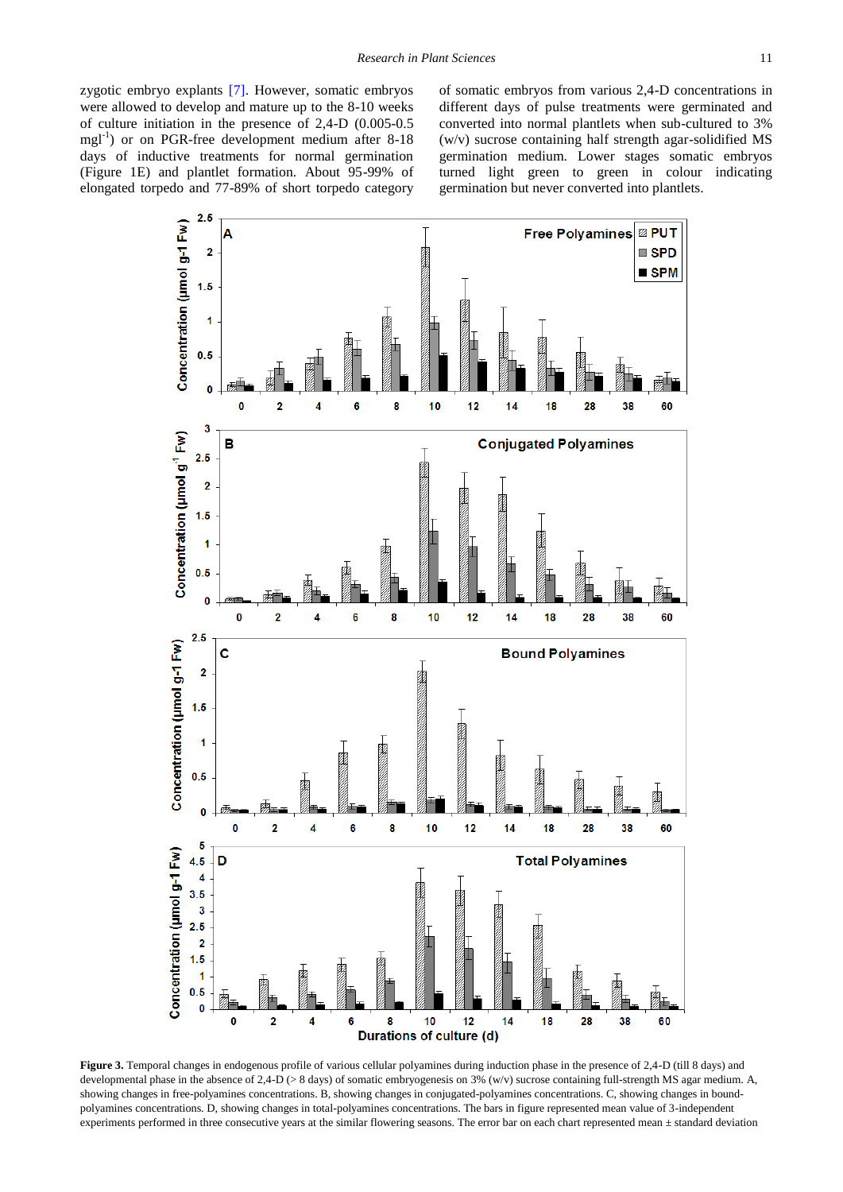zygotic embryo explants [7]. However, somatic embryos were allowed to develop and mature up to the 8-10 weeks of culture initiation in the presence of 2,4-D (0.005-0.5 $mgl^{-1}$) or on PGR-free development medium after 8-18 days of inductive treatments for normal germination (Figure 1E) and plantlet formation. About 95-99% of elongated torpedo and 77-89% of short torpedo category of somatic embryos from various 2,4-D concentrations in different days of pulse treatments were germinated and converted into normal plantlets when sub-cultured to 3% (w/v) sucrose containing half strength agar-solidified MS germination medium. Lower stages somatic embryos turned light green to green in colour indicating germination but never converted into plantlets.

**Figure 3.** Temporal changes in endogenous profile of various cellular polyamines during induction phase in the presence of 2,4-D (till 8 days) and developmental phase in the absence of 2,4-D (> 8 days) of somatic embryogenesis on 3% (w/v) sucrose containing full-strength MS agar medium. A, showing changes in free-polyamines concentrations. B, showing changes in conjugated-polyamines concentrations. C, showing changes in bound-polyamines concentrations. D, showing changes in total-polyamines concentrations. The bars in figure represented mean value of 3-independent experiments performed in three consecutive years at the similar flowering seasons. The error bar on each chart represented mean ± standard deviation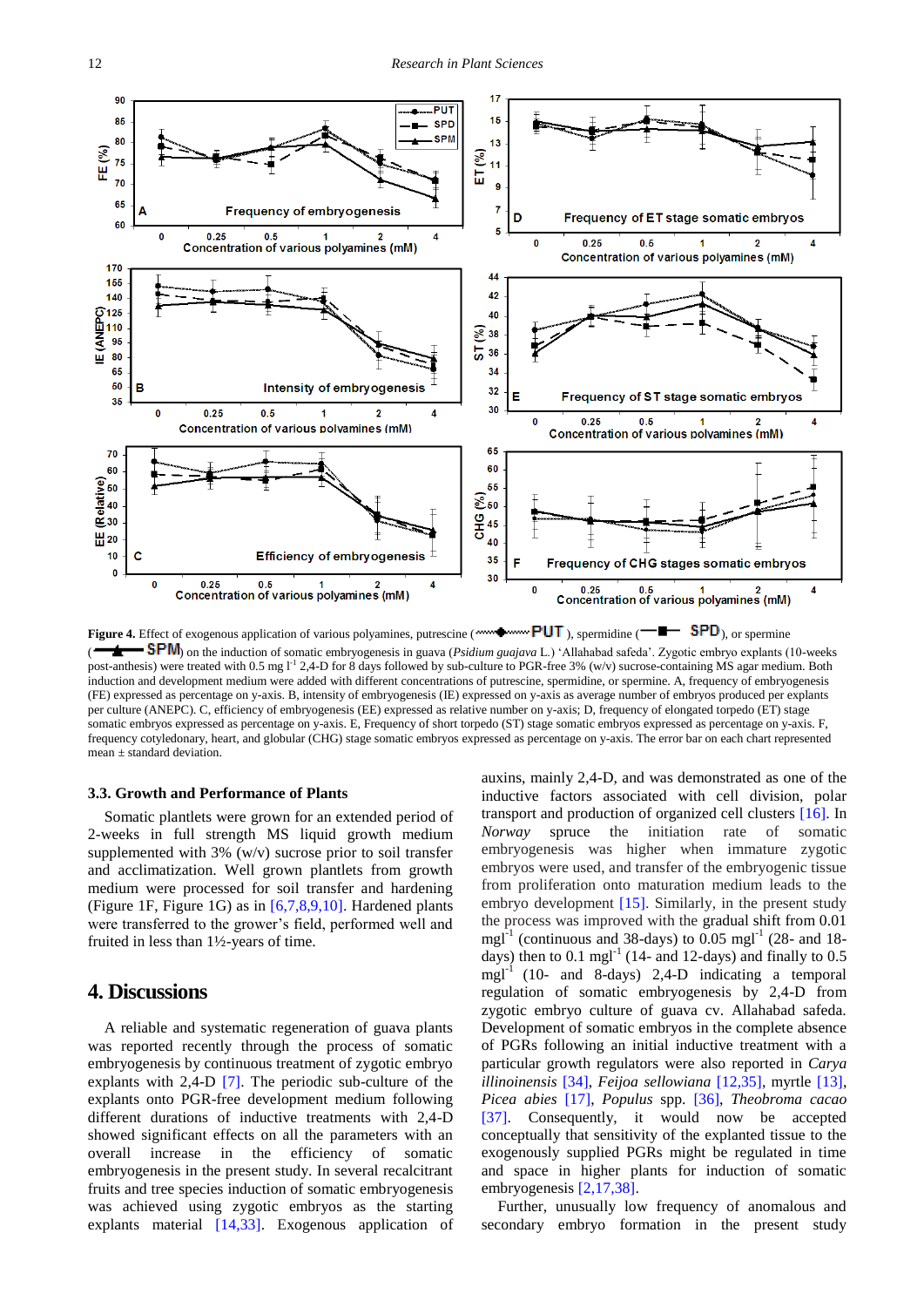**Figure 4.** Effect of exogenous application of various polyamines, putrescine (PUT), spermidine (SPD), or spermine (SPM) on the induction of somatic embryogenesis in guava (*Psidium guajava* L.) 'Allahabad safeda'. Zygotic embryo explants (10-weeks post-anthesis) were treated with 0.5 mg $l^{-1}$ 2,4-D for 8 days followed by sub-culture to PGR-free 3% (w/v) sucrose-containing MS agar medium. Both induction and development medium were added with different concentrations of putrescine, spermidine, or spermine. A, frequency of embryogenesis (FE) expressed as percentage on y-axis. B, intensity of embryogenesis (IE) expressed on y-axis as average number of embryos produced per explants per culture (ANEPC). C, efficiency of embryogenesis (EE) expressed as relative number on y-axis; D, frequency of elongated torpedo (ET) stage somatic embryos expressed as percentage on y-axis. E, Frequency of short torpedo (ST) stage somatic embryos expressed as percentage on y-axis. F, frequency cotyledonary, heart, and globular (CHG) stage somatic embryos expressed as percentage on y-axis. The error bar on each chart represented mean ± standard deviation.

### 3.3. Growth and Performance of Plants

Somatic plantlets were grown for an extended period of 2-weeks in full strength MS liquid growth medium supplemented with 3% (w/v) sucrose prior to soil transfer and acclimatization. Well grown plantlets from growth medium were processed for soil transfer and hardening (Figure 1F, Figure 1G) as in [6,7,8,9,10]. Hardened plants were transferred to the grower's field, performed well and fruited in less than 1½-years of time.

## 4. Discussions

A reliable and systematic regeneration of guava plants was reported recently through the process of somatic embryogenesis by continuous treatment of zygotic embryo explants with 2,4-D [7]. The periodic sub-culture of the explants onto PGR-free development medium following different durations of inductive treatments with 2,4-D showed significant effects on all the parameters with an overall increase in the efficiency of somatic embryogenesis in the present study. In several recalcitrant fruits and tree species induction of somatic embryogenesis was achieved using zygotic embryos as the starting explants material [14,33]. Exogenous application of auxins, mainly 2,4-D, and was demonstrated as one of the inductive factors associated with cell division, polar transport and production of organized cell clusters [16]. In *Norway* spruce the initiation rate of somatic embryogenesis was higher when immature zygotic embryos were used, and transfer of the embryogenic tissue from proliferation onto maturation medium leads to the embryo development [15]. Similarly, in the present study the process was improved with the gradual shift from 0.01 mg$l^{-1}$ (continuous and 38-days) to 0.05 mg$l^{-1}$ (28- and 18-days) then to 0.1 mg$l^{-1}$ (14- and 12-days) and finally to 0.5 mg$l^{-1}$ (10- and 8-days) 2,4-D indicating a temporal regulation of somatic embryogenesis by 2,4-D from zygotic embryo culture of guava cv. Allahabad safeda. Development of somatic embryos in the complete absence of PGRs following an initial inductive treatment with a particular growth regulators were also reported in *Carya illinoinensis* [34], *Feijoa sellowiana* [12,35], myrtle [13], *Picea abies* [17], *Populus* spp. [36], *Theobroma cacao* [37]. Consequently, it would now be accepted conceptually that sensitivity of the explanted tissue to the exogenously supplied PGRs might be regulated in time and space in higher plants for induction of somatic embryogenesis [2,17,38].

Further, unusually low frequency of anomalous and secondary embryo formation in the present study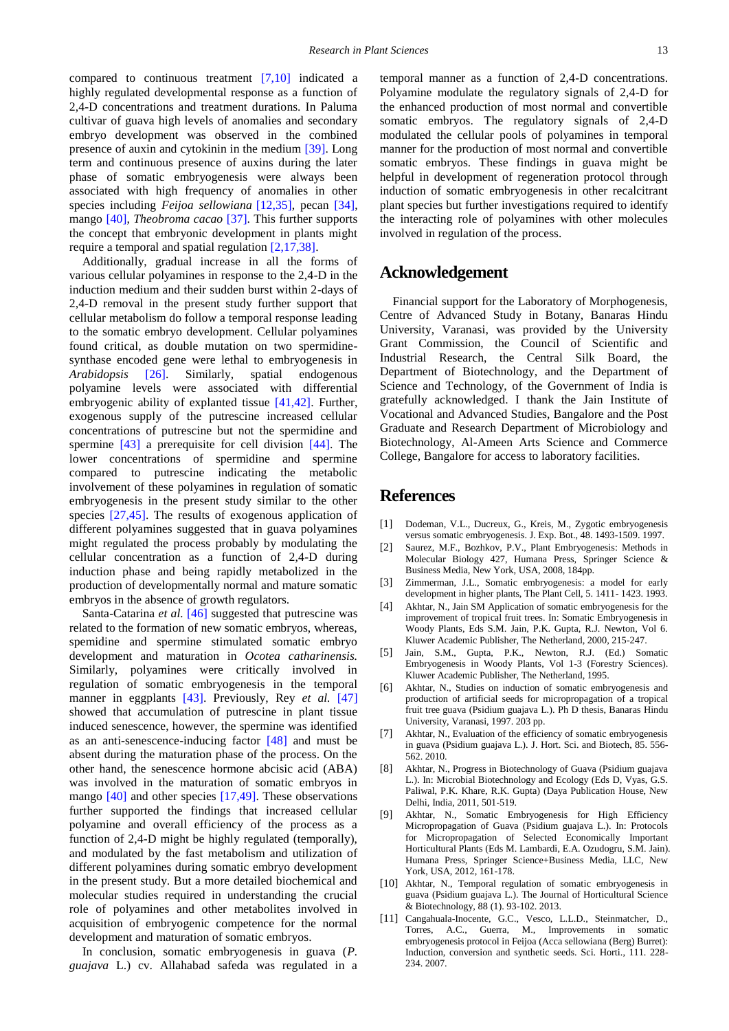compared to continuous treatment [7,10] indicated a highly regulated developmental response as a function of 2,4-D concentrations and treatment durations. In Paluma cultivar of guava high levels of anomalies and secondary embryo development was observed in the combined presence of auxin and cytokinin in the medium [39]. Long term and continuous presence of auxins during the later phase of somatic embryogenesis were always been associated with high frequency of anomalies in other species including *Feijoa sellowiana* [12,35], pecan [34], mango [40], *Theobroma cacao* [37]. This further supports the concept that embryonic development in plants might require a temporal and spatial regulation [2,17,38].

Additionally, gradual increase in all the forms of various cellular polyamines in response to the 2,4-D in the induction medium and their sudden burst within 2-days of 2,4-D removal in the present study further support that cellular metabolism do follow a temporal response leading to the somatic embryo development. Cellular polyamines found critical, as double mutation on two spermidine-synthase encoded gene were lethal to embryogenesis in *Arabidopsis* [26]. Similarly, spatial endogenous polyamine levels were associated with differential embryogenic ability of explanted tissue [41,42]. Further, exogenous supply of the putrescine increased cellular concentrations of putrescine but not the spermidine and spermine [43] a prerequisite for cell division [44]. The lower concentrations of spermidine and spermine compared to putrescine indicating the metabolic involvement of these polyamines in regulation of somatic embryogenesis in the present study similar to the other species [27,45]. The results of exogenous application of different polyamines suggested that in guava polyamines might regulated the process probably by modulating the cellular concentration as a function of 2,4-D during induction phase and being rapidly metabolized in the production of developmentally normal and mature somatic embryos in the absence of growth regulators.

Santa-Catarina *et al.* [46] suggested that putrescine was related to the formation of new somatic embryos, whereas, spemidine and spermine stimulated somatic embryo development and maturation in *Ocotea catharinensis.* Similarly, polyamines were critically involved in regulation of somatic embryogenesis in the temporal manner in eggplants [43]. Previously, Rey *et al.* [47] showed that accumulation of putrescine in plant tissue induced senescence, however, the spermine was identified as an anti-senescence-inducing factor [48] and must be absent during the maturation phase of the process. On the other hand, the senescence hormone abcisic acid (ABA) was involved in the maturation of somatic embryos in mango [40] and other species [17,49]. These observations further supported the findings that increased cellular polyamine and overall efficiency of the process as a function of 2,4-D might be highly regulated (temporally), and modulated by the fast metabolism and utilization of different polyamines during somatic embryo development in the present study. But a more detailed biochemical and molecular studies required in understanding the crucial role of polyamines and other metabolites involved in acquisition of embryogenic competence for the normal development and maturation of somatic embryos.

In conclusion, somatic embryogenesis in guava (*P. guajava* L.) cv. Allahabad safeda was regulated in a temporal manner as a function of 2,4-D concentrations. Polyamine modulate the regulatory signals of 2,4-D for the enhanced production of most normal and convertible somatic embryos. The regulatory signals of 2,4-D modulated the cellular pools of polyamines in temporal manner for the production of most normal and convertible somatic embryos. These findings in guava might be helpful in development of regeneration protocol through induction of somatic embryogenesis in other recalcitrant plant species but further investigations required to identify the interacting role of polyamines with other molecules involved in regulation of the process.

## Acknowledgement

Financial support for the Laboratory of Morphogenesis, Centre of Advanced Study in Botany, Banaras Hindu University, Varanasi, was provided by the University Grant Commission, the Council of Scientific and Industrial Research, the Central Silk Board, the Department of Biotechnology, and the Department of Science and Technology, of the Government of India is gratefully acknowledged. I thank the Jain Institute of Vocational and Advanced Studies, Bangalore and the Post Graduate and Research Department of Microbiology and Biotechnology, Al-Ameen Arts Science and Commerce College, Bangalore for access to laboratory facilities.

## References

[1] Dodeman, V.L., Ducreux, G., Kreis, M., Zygotic embryogenesis versus somatic embryogenesis. J. Exp. Bot., 48. 1493-1509. 1997.

[2] Saurez, M.F., Bozhkov, P.V., Plant Embryogenesis: Methods in Molecular Biology 427, Humana Press, Springer Science & Business Media, New York, USA, 2008, 184pp.

[3] Zimmerman, J.L., Somatic embryogenesis: a model for early development in higher plants, The Plant Cell, 5. 1411- 1423. 1993.

[4] Akhtar, N., Jain SM Application of somatic embryogenesis for the improvement of tropical fruit trees. In: Somatic Embryogenesis in Woody Plants, Eds S.M. Jain, P.K. Gupta, R.J. Newton, Vol 6. Kluwer Academic Publisher, The Netherland, 2000, 215-247.

[5] Jain, S.M., Gupta, P.K., Newton, R.J. (Ed.) Somatic Embryogenesis in Woody Plants, Vol 1-3 (Forestry Sciences). Kluwer Academic Publisher, The Netherland, 1995.

[6] Akhtar, N., Studies on induction of somatic embryogenesis and production of artificial seeds for micropropagation of a tropical fruit tree guava (Psidium guajava L.). Ph D thesis, Banaras Hindu University, Varanasi, 1997. 203 pp.

[7] Akhtar, N., Evaluation of the efficiency of somatic embryogenesis in guava (Psidium guajava L.). J. Hort. Sci. and Biotech, 85. 556-562. 2010.

[8] Akhtar, N., Progress in Biotechnology of Guava (Psidium guajava L.). In: Microbial Biotechnology and Ecology (Eds D, Vyas, G.S. Paliwal, P.K. Khare, R.K. Gupta) (Daya Publication House, New Delhi, India, 2011, 501-519.

[9] Akhtar, N., Somatic Embryogenesis for High Efficiency Micropropagation of Guava (Psidium guajava L.). In: Protocols for Micropropagation of Selected Economically Important Horticultural Plants (Eds M. Lambardi, E.A. Ozudogru, S.M. Jain). Humana Press, Springer Science+Business Media, LLC, New York, USA, 2012, 161-178.

[10] Akhtar, N., Temporal regulation of somatic embryogenesis in guava (Psidium guajava L.). The Journal of Horticultural Science & Biotechnology, 88 (1). 93-102. 2013.

[11] Cangahuala-Inocente, G.C., Vesco, L.L.D., Steinmatcher, D., Torres, A.C., Guerra, M., Improvements in somatic embryogenesis protocol in Feijoa (Acca sellowiana (Berg) Burret): Induction, conversion and synthetic seeds. Sci. Horti., 111. 228-234. 2007.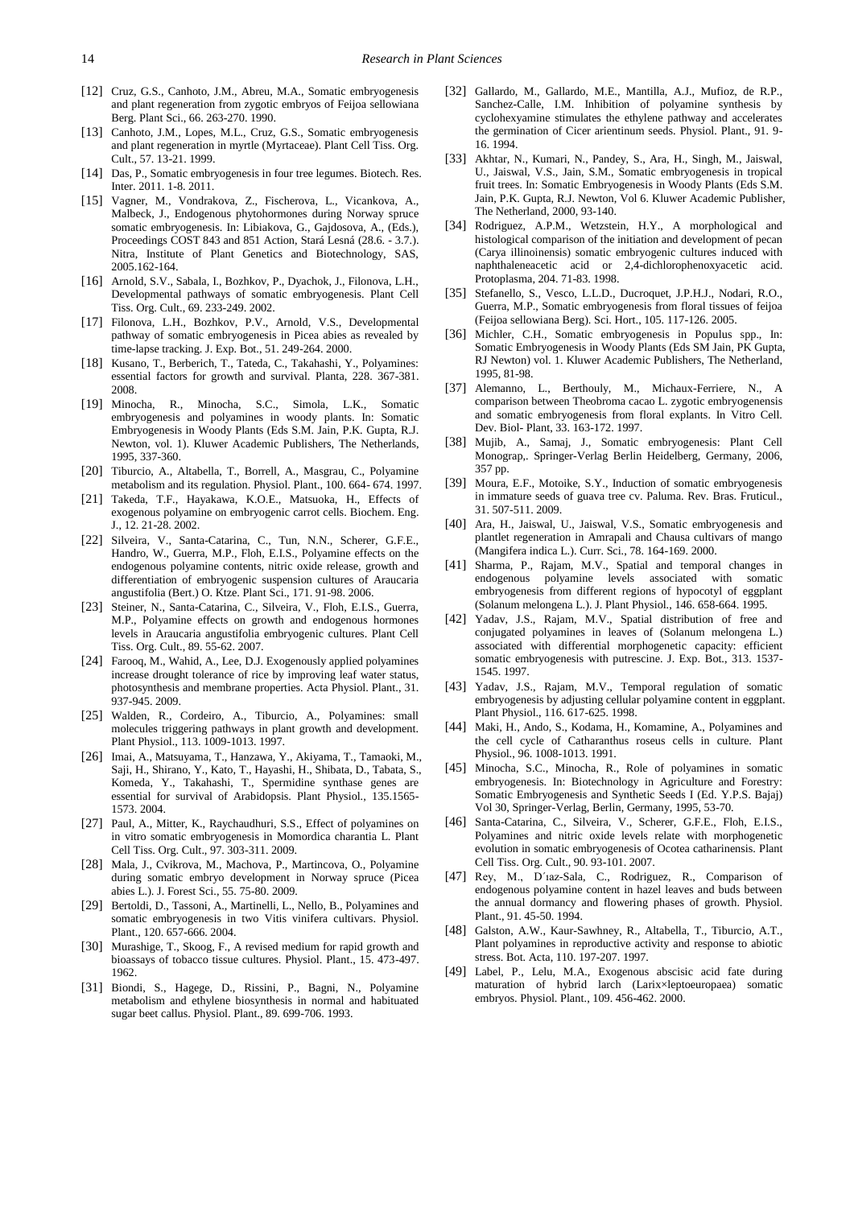[12] Cruz, G.S., Canhoto, J.M., Abreu, M.A., Somatic embryogenesis and plant regeneration from zygotic embryos of Feijoa sellowiana Berg. Plant Sci., 66. 263-270. 1990.

[13] Canhoto, J.M., Lopes, M.L., Cruz, G.S., Somatic embryogenesis and plant regeneration in myrtle (Myrtaceae). Plant Cell Tiss. Org. Cult., 57. 13-21. 1999.

[14] Das, P., Somatic embryogenesis in four tree legumes. Biotech. Res. Inter. 2011. 1-8. 2011.

[15] Vagner, M., Vondrakova, Z., Fischerova, L., Vicankova, A., Malbeck, J., Endogenous phytohormones during Norway spruce somatic embryogenesis. In: Libiakova, G., Gajdosova, A., (Eds.), Proceedings COST 843 and 851 Action, Stará Lesná (28.6. - 3.7.). Nitra, Institute of Plant Genetics and Biotechnology, SAS, 2005.162-164.

[16] Arnold, S.V., Sabala, I., Bozhkov, P., Dyachok, J., Filonova, L.H., Developmental pathways of somatic embryogenesis. Plant Cell Tiss. Org. Cult., 69. 233-249. 2002.

[17] Filonova, L.H., Bozhkov, P.V., Arnold, V.S., Developmental pathway of somatic embryogenesis in Picea abies as revealed by time-lapse tracking. J. Exp. Bot., 51. 249-264. 2000.

[18] Kusano, T., Berberich, T., Tateda, C., Takahashi, Y., Polyamines: essential factors for growth and survival. Planta, 228. 367-381. 2008.

[19] Minocha, R., Minocha, S.C., Simola, L.K., Somatic embryogenesis and polyamines in woody plants. In: Somatic Embryogenesis in Woody Plants (Eds S.M. Jain, P.K. Gupta, R.J. Newton, vol. 1). Kluwer Academic Publishers, The Netherlands, 1995, 337-360.

[20] Tiburcio, A., Altabella, T., Borrell, A., Masgrau, C., Polyamine metabolism and its regulation. Physiol. Plant., 100. 664- 674. 1997.

[21] Takeda, T.F., Hayakawa, K.O.E., Matsuoka, H., Effects of exogenous polyamine on embryogenic carrot cells. Biochem. Eng. J., 12. 21-28. 2002.

[22] Silveira, V., Santa-Catarina, C., Tun, N.N., Scherer, G.F.E., Handro, W., Guerra, M.P., Floh, E.I.S., Polyamine effects on the endogenous polyamine contents, nitric oxide release, growth and differentiation of embryogenic suspension cultures of Araucaria angustifolia (Bert.) O. Ktze. Plant Sci., 171. 91-98. 2006.

[23] Steiner, N., Santa-Catarina, C., Silveira, V., Floh, E.I.S., Guerra, M.P., Polyamine effects on growth and endogenous hormones levels in Araucaria angustifolia embryogenic cultures. Plant Cell Tiss. Org. Cult., 89. 55-62. 2007.

[24] Farooq, M., Wahid, A., Lee, D.J. Exogenously applied polyamines increase drought tolerance of rice by improving leaf water status, photosynthesis and membrane properties. Acta Physiol. Plant., 31. 937-945. 2009.

[25] Walden, R., Cordeiro, A., Tiburcio, A., Polyamines: small molecules triggering pathways in plant growth and development. Plant Physiol., 113. 1009-1013. 1997.

[26] Imai, A., Matsuyama, T., Hanzawa, Y., Akiyama, T., Tamaoki, M., Saji, H., Shirano, Y., Kato, T., Hayashi, H., Shibata, D., Tabata, S., Komeda, Y., Takahashi, T., Spermidine synthase genes are essential for survival of Arabidopsis. Plant Physiol., 135.1565-1573. 2004.

[27] Paul, A., Mitter, K., Raychaudhuri, S.S., Effect of polyamines on in vitro somatic embryogenesis in Momordica charantia L. Plant Cell Tiss. Org. Cult., 97. 303-311. 2009.

[28] Mala, J., Cvikrova, M., Machova, P., Martincova, O., Polyamine during somatic embryo development in Norway spruce (Picea abies L.). J. Forest Sci., 55. 75-80. 2009.

[29] Bertoldi, D., Tassoni, A., Martinelli, L., Nello, B., Polyamines and somatic embryogenesis in two Vitis vinifera cultivars. Physiol. Plant., 120. 657-666. 2004.

[30] Murashige, T., Skoog, F., A revised medium for rapid growth and bioassays of tobacco tissue cultures. Physiol. Plant., 15. 473-497. 1962.

[31] Biondi, S., Hagege, D., Rissini, P., Bagni, N., Polyamine metabolism and ethylene biosynthesis in normal and habituated sugar beet callus. Physiol. Plant., 89. 699-706. 1993.

[32] Gallardo, M., Gallardo, M.E., Mantilla, A.J., Mufioz, de R.P., Sanchez-Calle, I.M. Inhibition of polyamine synthesis by cyclohexyamine stimulates the ethylene pathway and accelerates the germination of Cicer arientinum seeds. Physiol. Plant., 91. 9-16. 1994.

[33] Akhtar, N., Kumari, N., Pandey, S., Ara, H., Singh, M., Jaiswal, U., Jaiswal, V.S., Jain, S.M., Somatic embryogenesis in tropical fruit trees. In: Somatic Embryogenesis in Woody Plants (Eds S.M. Jain, P.K. Gupta, R.J. Newton, Vol 6. Kluwer Academic Publisher, The Netherland, 2000, 93-140.

[34] Rodriguez, A.P.M., Wetzstein, H.Y., A morphological and histological comparison of the initiation and development of pecan (Carya illinoinensis) somatic embryogenic cultures induced with naphthaleneacetic acid or 2,4-dichlorophenoxyacetic acid. Protoplasma, 204. 71-83. 1998.

[35] Stefanello, S., Vesco, L.L.D., Ducroquet, J.P.H.J., Nodari, R.O., Guerra, M.P., Somatic embryogenesis from floral tissues of feijoa (Feijoa sellowiana Berg). Sci. Hort., 105. 117-126. 2005.

[36] Michler, C.H., Somatic embryogenesis in Populus spp., In: Somatic Embryogenesis in Woody Plants (Eds SM Jain, PK Gupta, RJ Newton) vol. 1. Kluwer Academic Publishers, The Netherland, 1995, 81-98.

[37] Alemanno, L., Berthouly, M., Michaux-Ferriere, N., A comparison between Theobroma cacao L. zygotic embryogenensis and somatic embryogenesis from floral explants. In Vitro Cell. Dev. Biol- Plant, 33. 163-172. 1997.

[38] Mujib, A., Samaj, J., Somatic embryogenesis: Plant Cell Monograp,. Springer-Verlag Berlin Heidelberg, Germany, 2006, 357 pp.

[39] Moura, E.F., Motoike, S.Y., Induction of somatic embryogenesis in immature seeds of guava tree cv. Paluma. Rev. Bras. Fruticul., 31. 507-511. 2009.

[40] Ara, H., Jaiswal, U., Jaiswal, V.S., Somatic embryogenesis and plantlet regeneration in Amrapali and Chausa cultivars of mango (Mangifera indica L.). Curr. Sci., 78. 164-169. 2000.

[41] Sharma, P., Rajam, M.V., Spatial and temporal changes in endogenous polyamine levels associated with somatic embryogenesis from different regions of hypocotyl of eggplant (Solanum melongena L.). J. Plant Physiol., 146. 658-664. 1995.

[42] Yadav, J.S., Rajam, M.V., Spatial distribution of free and conjugated polyamines in leaves of (Solanum melongena L.) associated with differential morphogenetic capacity: efficient somatic embryogenesis with putrescine. J. Exp. Bot., 313. 1537-1545. 1997.

[43] Yadav, J.S., Rajam, M.V., Temporal regulation of somatic embryogenesis by adjusting cellular polyamine content in eggplant. Plant Physiol., 116. 617-625. 1998.

[44] Maki, H., Ando, S., Kodama, H., Komamine, A., Polyamines and the cell cycle of Catharanthus roseus cells in culture. Plant Physiol., 96. 1008-1013. 1991.

[45] Minocha, S.C., Minocha, R., Role of polyamines in somatic embryogenesis. In: Biotechnology in Agriculture and Forestry: Somatic Embryogenesis and Synthetic Seeds I (Ed. Y.P.S. Bajaj) Vol 30, Springer-Verlag, Berlin, Germany, 1995, 53-70.

[46] Santa-Catarina, C., Silveira, V., Scherer, G.F.E., Floh, E.I.S., Polyamines and nitric oxide levels relate with morphogenetic evolution in somatic embryogenesis of Ocotea catharinensis. Plant Cell Tiss. Org. Cult., 90. 93-101. 2007.

[47] Rey, M., D´ıaz-Sala, C., Rodriguez, R., Comparison of endogenous polyamine content in hazel leaves and buds between the annual dormancy and flowering phases of growth. Physiol. Plant., 91. 45-50. 1994.

[48] Galston, A.W., Kaur-Sawhney, R., Altabella, T., Tiburcio, A.T., Plant polyamines in reproductive activity and response to abiotic stress. Bot. Acta, 110. 197-207. 1997.

[49] Label, P., Lelu, M.A., Exogenous abscisic acid fate during maturation of hybrid larch (Larix×leptoeuropaea) somatic embryos. Physiol. Plant., 109. 456-462. 2000.